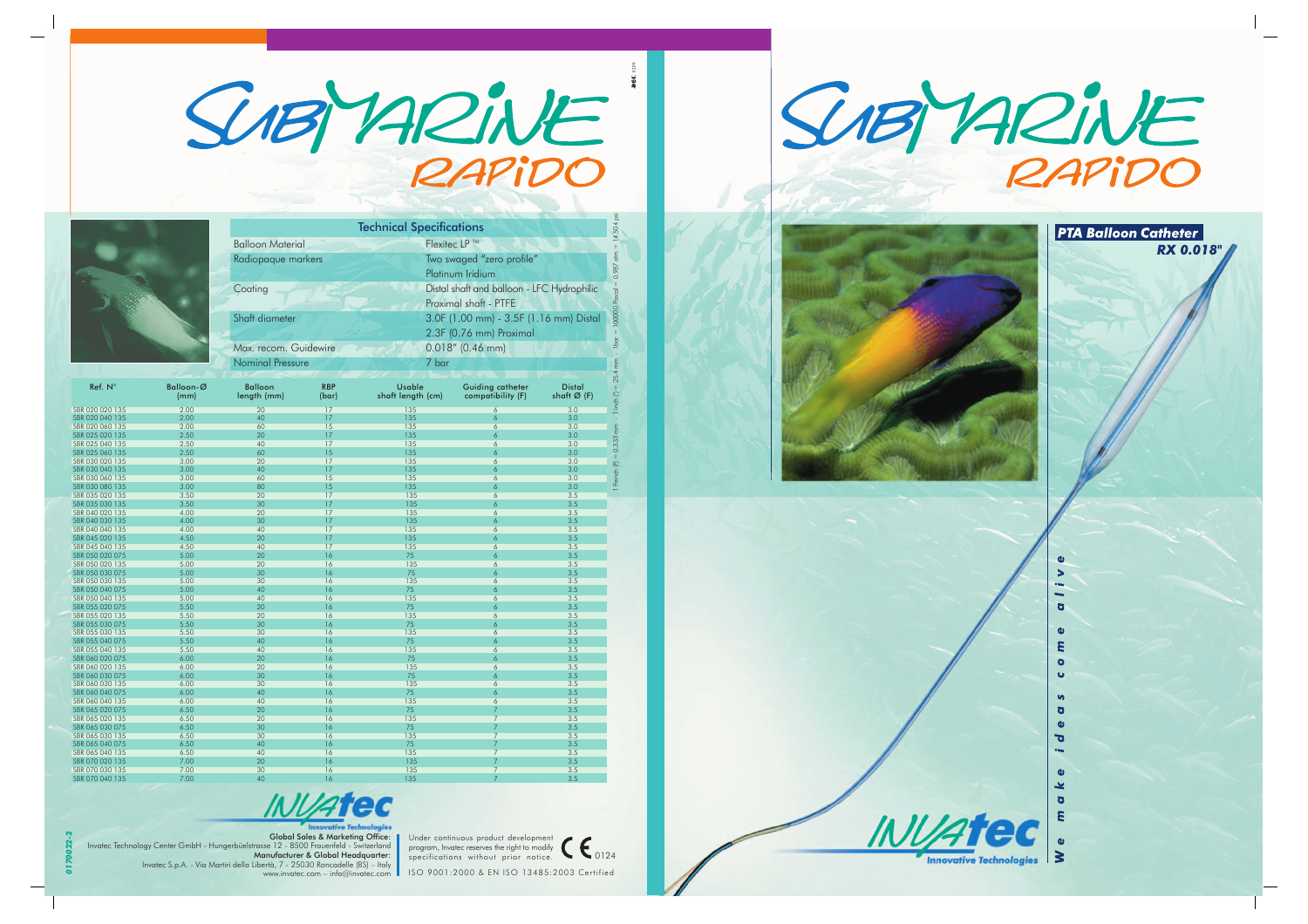# SUBMARINE RAPIDO

## Technical Specifications

| | |
|---|---|
| Balloon Material | Flexitec LP ™ |
| Radiopaque markers | Two swaged "zero profile" Platinum Iridium |
| Coating | Distal shaft and balloon - LFC Hydrophilic Proximal shaft - PTFE |
| Shaft diameter | 3.0F (1.00 mm) - 3.5F (1.16 mm) Distal 2.3F (0.76 mm) Proximal |
| Max. recom. Guidewire | 0.018" (0.46 mm) |
| Nominal Pressure | 7 bar |

1 French (F) = 0.333 mm - 1 inch (") = 25.4 mm - 1bar = 100000 Pascal = 0.987 atm = 14.504 psi

| Ref. N° | Balloon-Ø (mm) | Balloon length (mm) | RBP (bar) | Usable shaft length (cm) | Guiding catheter compatibility (F) | Distal shaft Ø (F) |
|---|---|---|---|---|---|---|
| SBR 020 020 135 | 2.00 | 20 | 17 | 135 | 6 | 3.0 |
| SBR 020 040 135 | 2.00 | 40 | 17 | 135 | 6 | 3.0 |
| SBR 020 060 135 | 2.00 | 60 | 15 | 135 | 6 | 3.0 |
| SBR 025 020 135 | 2.50 | 20 | 17 | 135 | 6 | 3.0 |
| SBR 025 040 135 | 2.50 | 40 | 17 | 135 | 6 | 3.0 |
| SBR 025 060 135 | 2.50 | 60 | 15 | 135 | 6 | 3.0 |
| SBR 030 020 135 | 3.00 | 20 | 17 | 135 | 6 | 3.0 |
| SBR 030 040 135 | 3.00 | 40 | 17 | 135 | 6 | 3.0 |
| SBR 030 060 135 | 3.00 | 60 | 15 | 135 | 6 | 3.0 |
| SBR 030 080 135 | 3.00 | 80 | 15 | 135 | 6 | 3.0 |
| SBR 035 020 135 | 3.50 | 20 | 17 | 135 | 6 | 3.5 |
| SBR 035 030 135 | 3.50 | 30 | 17 | 135 | 6 | 3.5 |
| SBR 040 020 135 | 4.00 | 20 | 17 | 135 | 6 | 3.5 |
| SBR 040 030 135 | 4.00 | 30 | 17 | 135 | 6 | 3.5 |
| SBR 040 040 135 | 4.00 | 40 | 17 | 135 | 6 | 3.5 |
| SBR 045 020 135 | 4.50 | 20 | 17 | 135 | 6 | 3.5 |
| SBR 045 040 135 | 4.50 | 40 | 17 | 135 | 6 | 3.5 |
| SBR 050 020 075 | 5.00 | 20 | 16 | 75 | 6 | 3.5 |
| SBR 050 020 135 | 5.00 | 20 | 16 | 135 | 6 | 3.5 |
| SBR 050 030 075 | 5.00 | 30 | 16 | 75 | 6 | 3.5 |
| SBR 050 030 135 | 5.00 | 30 | 16 | 135 | 6 | 3.5 |
| SBR 050 040 075 | 5.00 | 40 | 16 | 75 | 6 | 3.5 |
| SBR 050 040 135 | 5.00 | 40 | 16 | 135 | 6 | 3.5 |
| SBR 055 020 075 | 5.50 | 20 | 16 | 75 | 6 | 3.5 |
| SBR 055 020 135 | 5.50 | 20 | 16 | 135 | 6 | 3.5 |
| SBR 055 030 075 | 5.50 | 30 | 16 | 75 | 6 | 3.5 |
| SBR 055 030 135 | 5.50 | 30 | 16 | 135 | 6 | 3.5 |
| SBR 055 040 075 | 5.50 | 40 | 16 | 75 | 6 | 3.5 |
| SBR 055 040 135 | 5.50 | 40 | 16 | 135 | 6 | 3.5 |
| SBR 060 020 075 | 6.00 | 20 | 16 | 75 | 6 | 3.5 |
| SBR 060 020 135 | 6.00 | 20 | 16 | 135 | 6 | 3.5 |
| SBR 060 030 075 | 6.00 | 30 | 16 | 75 | 6 | 3.5 |
| SBR 060 030 135 | 6.00 | 30 | 16 | 135 | 6 | 3.5 |
| SBR 060 040 075 | 6.00 | 40 | 16 | 75 | 6 | 3.5 |
| SBR 060 040 135 | 6.00 | 40 | 16 | 135 | 6 | 3.5 |
| SBR 065 020 075 | 6.50 | 20 | 16 | 75 | 7 | 3.5 |
| SBR 065 020 135 | 6.50 | 20 | 16 | 135 | 7 | 3.5 |
| SBR 065 030 075 | 6.50 | 30 | 16 | 75 | 7 | 3.5 |
| SBR 065 030 135 | 6.50 | 30 | 16 | 135 | 7 | 3.5 |
| SBR 065 040 075 | 6.50 | 40 | 16 | 75 | 7 | 3.5 |
| SBR 065 040 135 | 6.50 | 40 | 16 | 135 | 7 | 3.5 |
| SBR 070 020 135 | 7.00 | 20 | 16 | 135 | 7 | 3.5 |
| SBR 070 030 135 | 7.00 | 30 | 16 | 135 | 7 | 3.5 |
| SBR 070 040 135 | 7.00 | 40 | 16 | 135 | 7 | 3.5 |

**INVATEC** Innovative Technologies

Global Sales & Marketing Office:
Invatec Technology Center GmbH - Hungerbüelstrasse 12 - 8500 Frauenfeld - Switzerland
Manufacturer & Global Headquarter:
Invatec S.p.A. - Via Martiri della Libertà, 7 - 25030 Roncadelle (BS) - Italy
www.invatec.com – info@invatec.com

Under continuous product development program, Invatec reserves the right to modify specifications without prior notice.

CE 0124

ISO 9001:2000 & EN ISO 13485:2003 Certified

0170022-2

# SUBMARINE RAPIDO

***PTA Balloon Catheter***

***RX 0.018"***

**INVATEC** Innovative Technologies

***We make ideas come alive***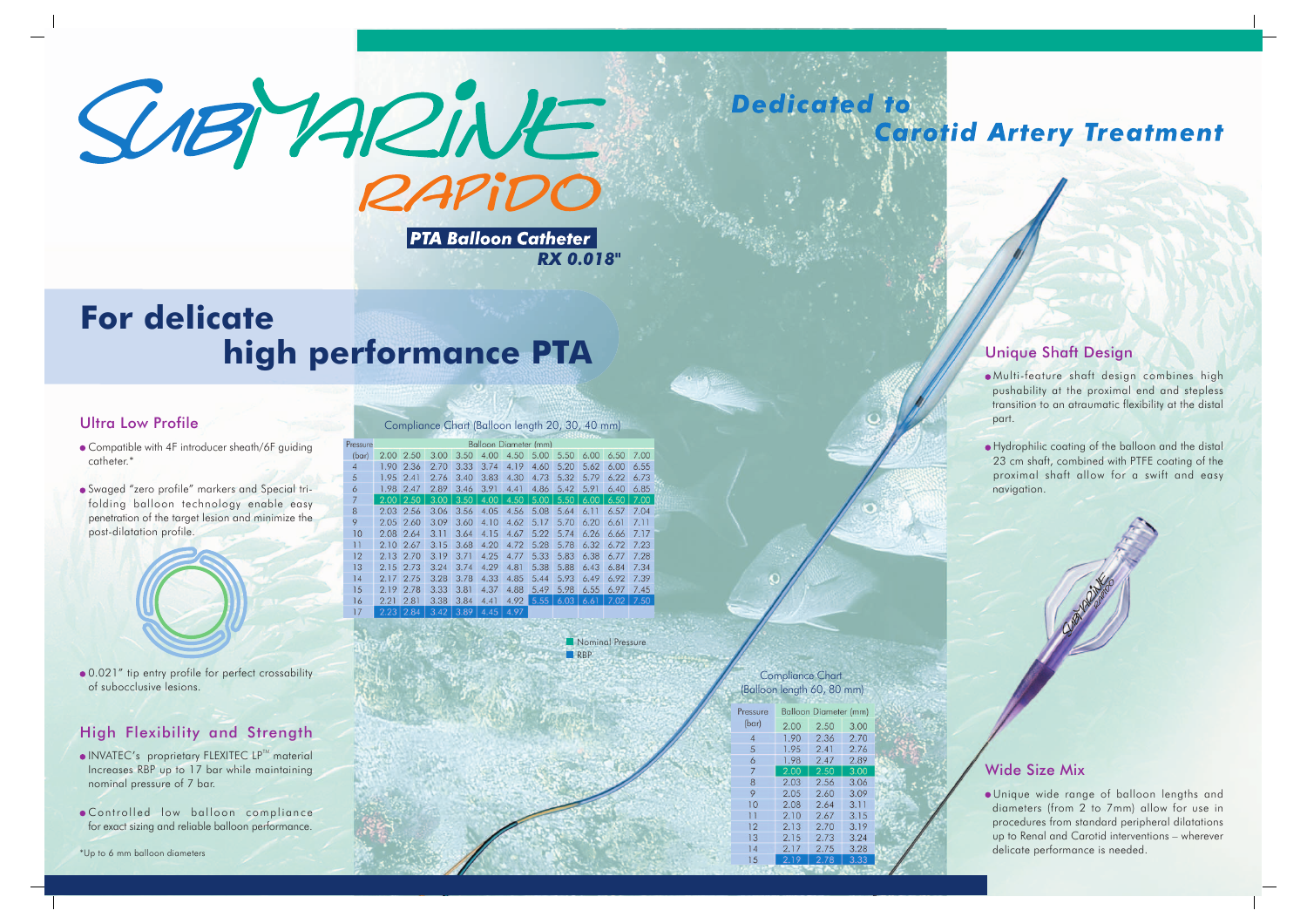# SUBMARINE RAPIDO

***PTA Balloon Catheter***
***RX 0.018"***

***Dedicated to Carotid Artery Treatment***

# For delicate high performance PTA

## Ultra Low Profile

- Compatible with 4F introducer sheath/6F guiding catheter.*
- Swaged "zero profile" markers and Special tri-folding balloon technology enable easy penetration of the target lesion and minimize the post-dilatation profile.
- 0.021" tip entry profile for perfect crossability of subocclusive lesions.

## High Flexibility and Strength

- INVATEC's proprietary FLEXITEC LP™ material Increases RBP up to 17 bar while maintaining nominal pressure of 7 bar.
- Controlled low balloon compliance for exact sizing and reliable balloon performance.

*Up to 6 mm balloon diameters

Compliance Chart (Balloon length 20, 30, 40 mm)

| Pressure (bar) | Balloon Diameter (mm) | | | | | | | | | | |
|---|---|---|---|---|---|---|---|---|---|---|---|
| | 2.00 | 2.50 | 3.00 | 3.50 | 4.00 | 4.50 | 5.00 | 5.50 | 6.00 | 6.50 | 7.00 |
| 4 | 1.90 | 2.36 | 2.70 | 3.33 | 3.74 | 4.19 | 4.60 | 5.20 | 5.62 | 6.00 | 6.55 |
| 5 | 1.95 | 2.41 | 2.76 | 3.40 | 3.83 | 4.30 | 4.73 | 5.32 | 5.79 | 6.22 | 6.73 |
| 6 | 1.98 | 2.47 | 2.89 | 3.46 | 3.91 | 4.41 | 4.86 | 5.42 | 5.91 | 6.40 | 6.85 |
| 7 | 2.00 | 2.50 | 3.00 | 3.50 | 4.00 | 4.50 | 5.00 | 5.50 | 6.00 | 6.50 | 7.00 |
| 8 | 2.03 | 2.56 | 3.06 | 3.56 | 4.05 | 4.56 | 5.08 | 5.64 | 6.11 | 6.57 | 7.04 |
| 9 | 2.05 | 2.60 | 3.09 | 3.60 | 4.10 | 4.62 | 5.17 | 5.70 | 6.20 | 6.61 | 7.11 |
| 10 | 2.08 | 2.64 | 3.11 | 3.64 | 4.15 | 4.67 | 5.22 | 5.74 | 6.26 | 6.66 | 7.17 |
| 11 | 2.10 | 2.67 | 3.15 | 3.68 | 4.20 | 4.72 | 5.28 | 5.78 | 6.32 | 6.72 | 7.23 |
| 12 | 2.13 | 2.70 | 3.19 | 3.71 | 4.25 | 4.77 | 5.33 | 5.83 | 6.38 | 6.77 | 7.28 |
| 13 | 2.15 | 2.73 | 3.24 | 3.74 | 4.29 | 4.81 | 5.38 | 5.88 | 6.43 | 6.84 | 7.34 |
| 14 | 2.17 | 2.75 | 3.28 | 3.78 | 4.33 | 4.85 | 5.44 | 5.93 | 6.49 | 6.92 | 7.39 |
| 15 | 2.19 | 2.78 | 3.33 | 3.81 | 4.37 | 4.88 | 5.49 | 5.98 | 6.55 | 6.97 | 7.45 |
| 16 | 2.21 | 2.81 | 3.38 | 3.84 | 4.41 | 4.92 | 5.55 | 6.03 | 6.61 | 7.02 | 7.50 |
| 17 | 2.23 | 2.84 | 3.42 | 3.89 | 4.45 | 4.97 | | | | | |

Nominal Pressure
RBP

Compliance Chart (Balloon length 60, 80 mm)

| Pressure (bar) | Balloon Diameter (mm) | | |
|---|---|---|---|
| | 2.00 | 2.50 | 3.00 |
| 4 | 1.90 | 2.36 | 2.70 |
| 5 | 1.95 | 2.41 | 2.76 |
| 6 | 1.98 | 2.47 | 2.89 |
| 7 | 2.00 | 2.50 | 3.00 |
| 8 | 2.03 | 2.56 | 3.06 |
| 9 | 2.05 | 2.60 | 3.09 |
| 10 | 2.08 | 2.64 | 3.11 |
| 11 | 2.10 | 2.67 | 3.15 |
| 12 | 2.13 | 2.70 | 3.19 |
| 13 | 2.15 | 2.73 | 3.24 |
| 14 | 2.17 | 2.75 | 3.28 |
| 15 | 2.19 | 2.78 | 3.33 |

## Unique Shaft Design

- Multi-feature shaft design combines high pushability at the proximal end and stepless transition to an atraumatic flexibility at the distal part.
- Hydrophilic coating of the balloon and the distal 23 cm shaft, combined with PTFE coating of the proximal shaft allow for a swift and easy navigation.

## Wide Size Mix

- Unique wide range of balloon lengths and diameters (from 2 to 7mm) allow for use in procedures from standard peripheral dilatations up to Renal and Carotid interventions – wherever delicate performance is needed.